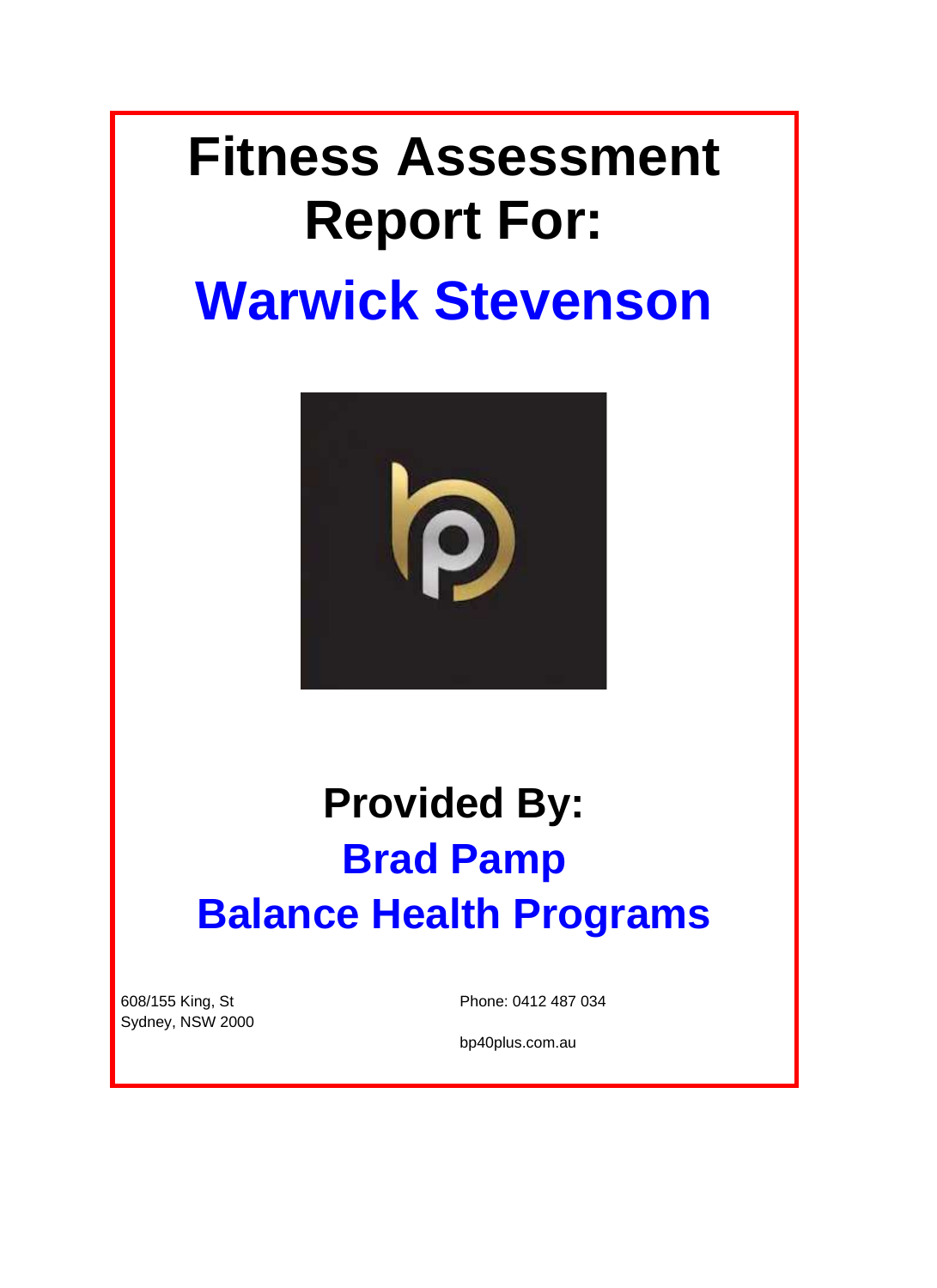# Fitness Assessment Report For:

# Warwick Stevenson

## Provided By:

## Brad Pamp

## Balance Health Programs

608/155 King, St
Sydney, NSW 2000

Phone: 0412 487 034

bp40plus.com.au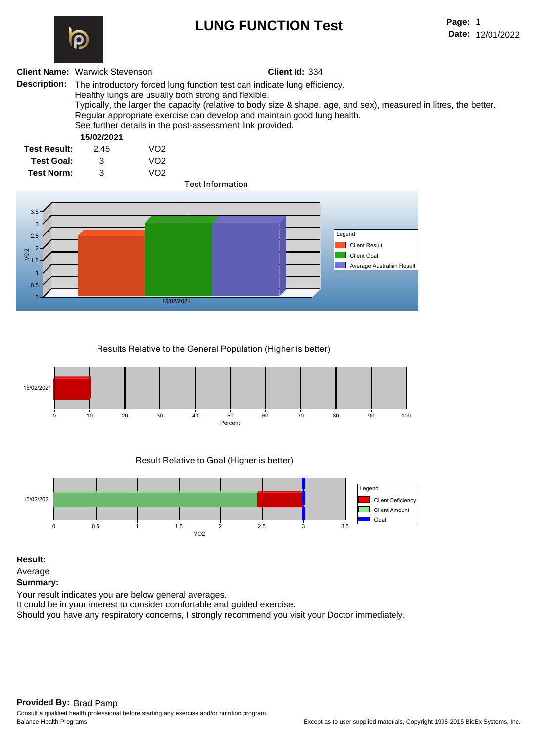# LUNG FUNCTION Test

**Page:** 1
**Date:** 12/01/2022

**Client Name:** Warwick Stevenson **Client Id:** 334

**Description:** The introductory forced lung function test can indicate lung efficiency.
Healthy lungs are usually both strong and flexible.
Typically, the larger the capacity (relative to body size & shape, age, and sex), measured in litres, the better.
Regular appropriate exercise can develop and maintain good lung health.
See further details in the post-assessment link provided.

| | 15/02/2021 | |
|---|---|---|
| **Test Result:** | 2.45 | VO2 |
| **Test Goal:** | 3 | VO2 |
| **Test Norm:** | 3 | VO2 |

Test Information

Results Relative to the General Population (Higher is better)

Result Relative to Goal (Higher is better)

**Result:**

Average

**Summary:**

Your result indicates you are below general averages.
It could be in your interest to consider comfortable and guided exercise.
Should you have any respiratory concerns, I strongly recommend you visit your Doctor immediately.

**Provided By:** Brad Pamp

Consult a qualified health professional before starting any exercise and/or nutrition program.
Balance Health Programs

Except as to user supplied materials, Copyright 1995-2015 BioEx Systems, Inc.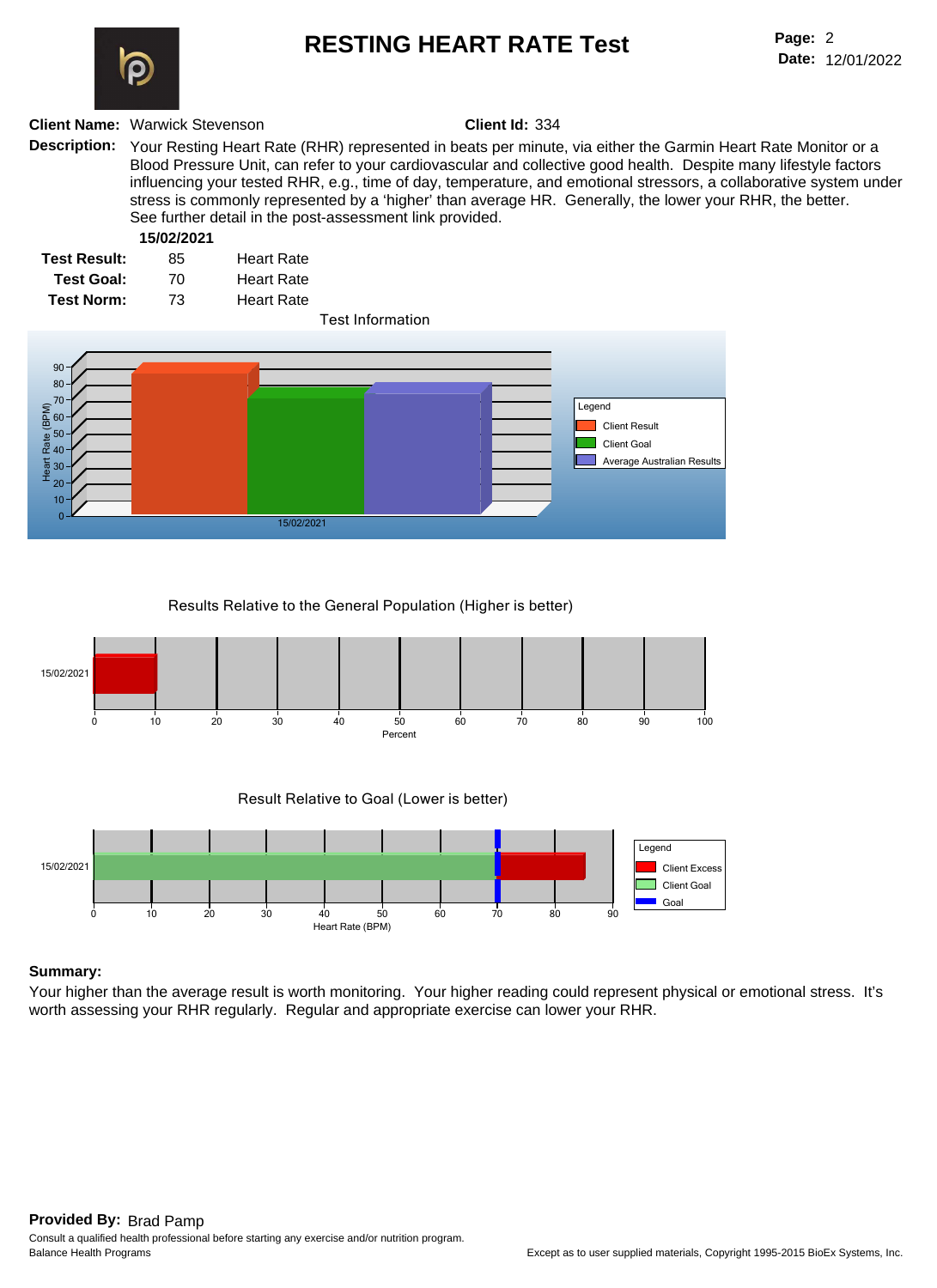# RESTING HEART RATE Test

**Page:** 2
**Date:** 12/01/2022

**Client Name:** Warwick Stevenson **Client Id:** 334

**Description:** Your Resting Heart Rate (RHR) represented in beats per minute, via either the Garmin Heart Rate Monitor or a Blood Pressure Unit, can refer to your cardiovascular and collective good health. Despite many lifestyle factors influencing your tested RHR, e.g., time of day, temperature, and emotional stressors, a collaborative system under stress is commonly represented by a 'higher' than average HR. Generally, the lower your RHR, the better. See further detail in the post-assessment link provided.

| | 15/02/2021 | |
|---|---|---|
| **Test Result:** | 85 | Heart Rate |
| **Test Goal:** | 70 | Heart Rate |
| **Test Norm:** | 73 | Heart Rate |

Test Information

Legend: Client Result, Client Goal, Average Australian Results

Heart Rate (BPM) — 15/02/2021

Results Relative to the General Population (Higher is better)

15/02/2021 — Percent

Result Relative to Goal (Lower is better)

15/02/2021 — Heart Rate (BPM)

Legend: Client Excess, Client Goal, Goal

**Summary:**

Your higher than the average result is worth monitoring. Your higher reading could represent physical or emotional stress. It's worth assessing your RHR regularly. Regular and appropriate exercise can lower your RHR.

**Provided By:** Brad Pamp

Consult a qualified health professional before starting any exercise and/or nutrition program.
Balance Health Programs

Except as to user supplied materials, Copyright 1995-2015 BioEx Systems, Inc.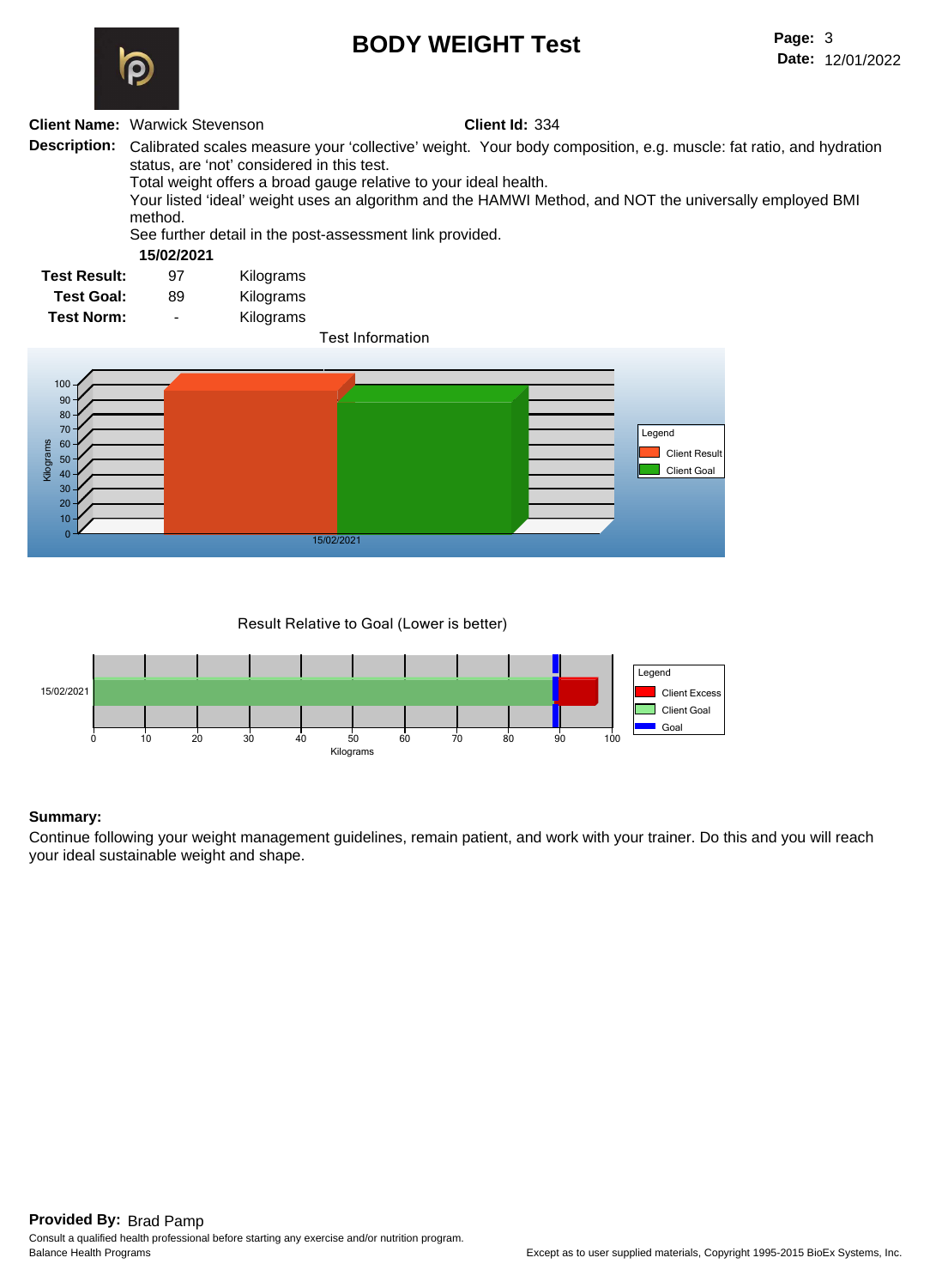# BODY WEIGHT Test

**Client Name:** Warwick Stevenson **Client Id:** 334

**Description:** Calibrated scales measure your 'collective' weight. Your body composition, e.g. muscle: fat ratio, and hydration status, are 'not' considered in this test.
Total weight offers a broad gauge relative to your ideal health.
Your listed 'ideal' weight uses an algorithm and the HAMWI Method, and NOT the universally employed BMI method.
See further detail in the post-assessment link provided.

| | 15/02/2021 | |
|---|---|---|
| **Test Result:** | 97 | Kilograms |
| **Test Goal:** | 89 | Kilograms |
| **Test Norm:** | - | Kilograms |

Test Information

Result Relative to Goal (Lower is better)

**Summary:**

Continue following your weight management guidelines, remain patient, and work with your trainer. Do this and you will reach your ideal sustainable weight and shape.

**Provided By:** Brad Pamp

Consult a qualified health professional before starting any exercise and/or nutrition program.
Balance Health Programs

Except as to user supplied materials, Copyright 1995-2015 BioEx Systems, Inc.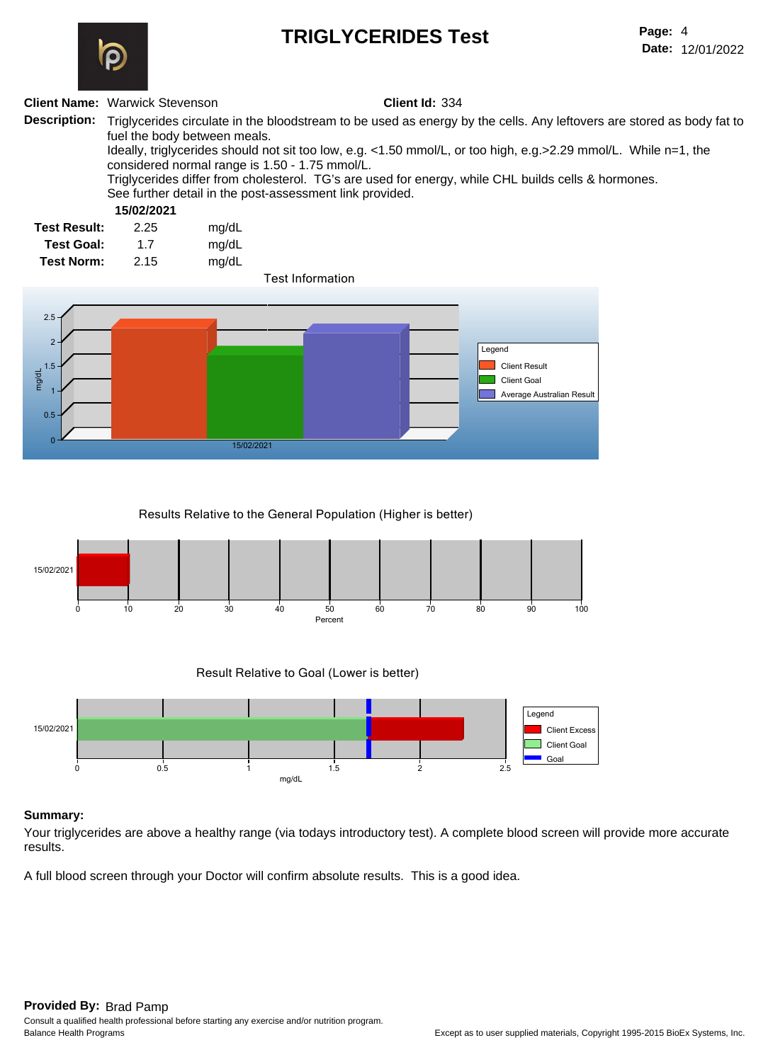# TRIGLYCERIDES Test

**Page:** 4
**Date:** 12/01/2022

**Client Name:** Warwick Stevenson **Client Id:** 334

**Description:** Triglycerides circulate in the bloodstream to be used as energy by the cells. Any leftovers are stored as body fat to fuel the body between meals.
Ideally, triglycerides should not sit too low, e.g. <1.50 mmol/L, or too high, e.g.>2.29 mmol/L. While n=1, the considered normal range is 1.50 - 1.75 mmol/L.
Triglycerides differ from cholesterol. TG's are used for energy, while CHL builds cells & hormones.
See further detail in the post-assessment link provided.

| | 15/02/2021 | |
|---|---|---|
| **Test Result:** | 2.25 | mg/dL |
| **Test Goal:** | 1.7 | mg/dL |
| **Test Norm:** | 2.15 | mg/dL |

Test Information

Results Relative to the General Population (Higher is better)

Result Relative to Goal (Lower is better)

**Summary:**

Your triglycerides are above a healthy range (via todays introductory test). A complete blood screen will provide more accurate results.

A full blood screen through your Doctor will confirm absolute results. This is a good idea.

**Provided By:** Brad Pamp

Consult a qualified health professional before starting any exercise and/or nutrition program.
Balance Health Programs

Except as to user supplied materials, Copyright 1995-2015 BioEx Systems, Inc.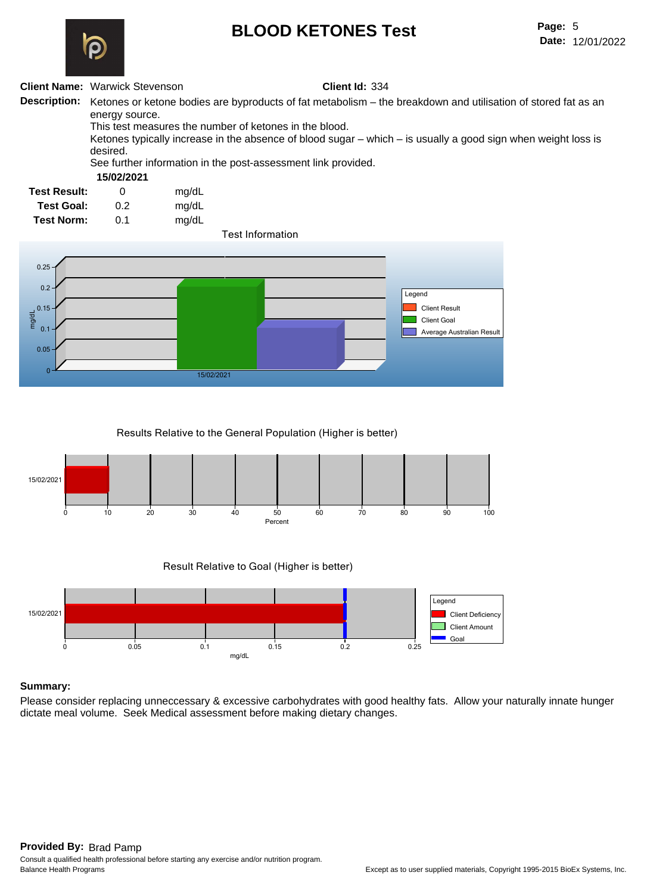# BLOOD KETONES Test

**Page:** 5
**Date:** 12/01/2022

**Client Name:** Warwick Stevenson **Client Id:** 334

**Description:** Ketones or ketone bodies are byproducts of fat metabolism – the breakdown and utilisation of stored fat as an energy source.
This test measures the number of ketones in the blood.
Ketones typically increase in the absence of blood sugar – which – is usually a good sign when weight loss is desired.
See further information in the post-assessment link provided.

| | 15/02/2021 | |
|---|---|---|
| **Test Result:** | 0 | mg/dL |
| **Test Goal:** | 0.2 | mg/dL |
| **Test Norm:** | 0.1 | mg/dL |

Test Information

Results Relative to the General Population (Higher is better)

Result Relative to Goal (Higher is better)

**Summary:**

Please consider replacing unneccessary & excessive carbohydrates with good healthy fats. Allow your naturally innate hunger dictate meal volume. Seek Medical assessment before making dietary changes.

**Provided By:** Brad Pamp

Consult a qualified health professional before starting any exercise and/or nutrition program.
Balance Health Programs

Except as to user supplied materials, Copyright 1995-2015 BioEx Systems, Inc.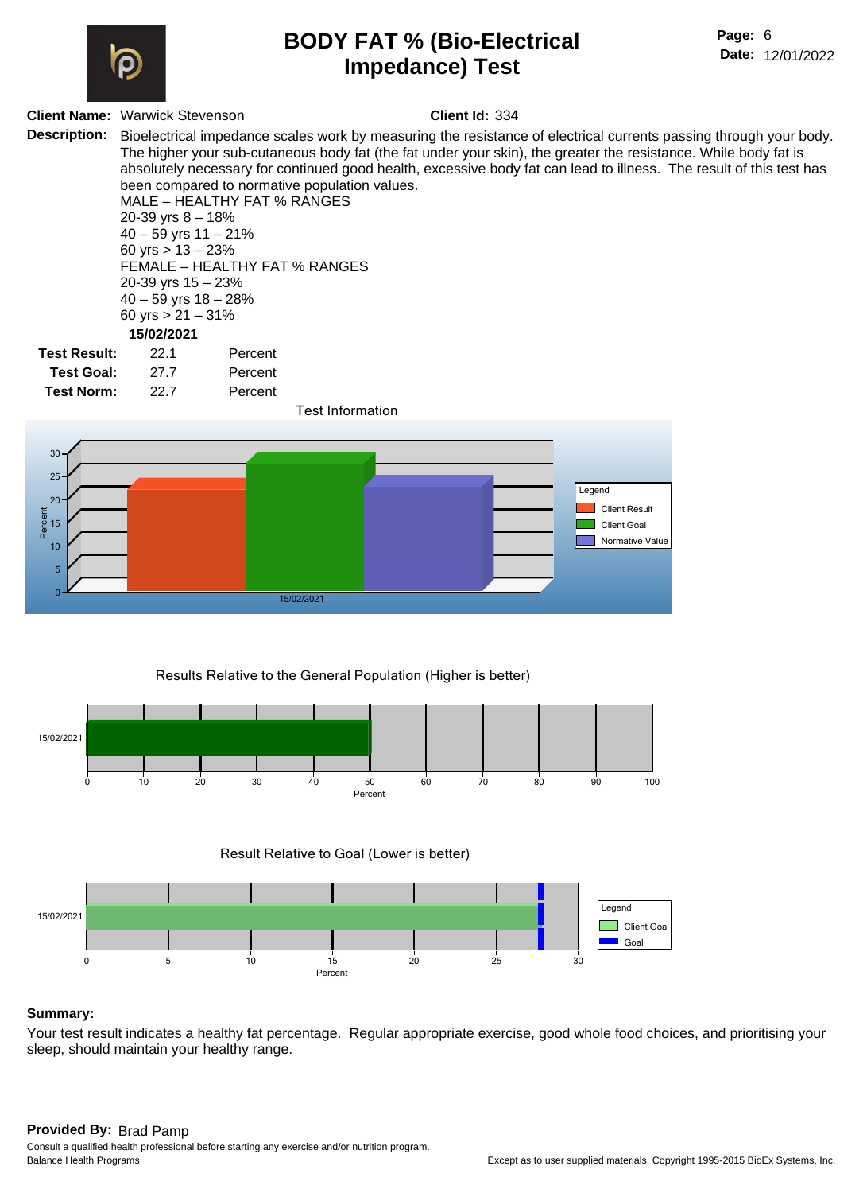# BODY FAT % (Bio-Electrical Impedance) Test

**Page:** 6
**Date:** 12/01/2022

**Client Name:** Warwick Stevenson **Client Id:** 334

**Description:** Bioelectrical impedance scales work by measuring the resistance of electrical currents passing through your body. The higher your sub-cutaneous body fat (the fat under your skin), the greater the resistance. While body fat is absolutely necessary for continued good health, excessive body fat can lead to illness. The result of this test has been compared to normative population values.
MALE – HEALTHY FAT % RANGES
20-39 yrs 8 – 18%
40 – 59 yrs 11 – 21%
60 yrs > 13 – 23%
FEMALE – HEALTHY FAT % RANGES
20-39 yrs 15 – 23%
40 – 59 yrs 18 – 28%
60 yrs > 21 – 31%

| | 15/02/2021 | |
|---|---|---|
| **Test Result:** | 22.1 | Percent |
| **Test Goal:** | 27.7 | Percent |
| **Test Norm:** | 22.7 | Percent |

Test Information

Results Relative to the General Population (Higher is better)

Result Relative to Goal (Lower is better)

**Summary:**

Your test result indicates a healthy fat percentage. Regular appropriate exercise, good whole food choices, and prioritising your sleep, should maintain your healthy range.

**Provided By:** Brad Pamp

Consult a qualified health professional before starting any exercise and/or nutrition program.
Balance Health Programs

Except as to user supplied materials, Copyright 1995-2015 BioEx Systems, Inc.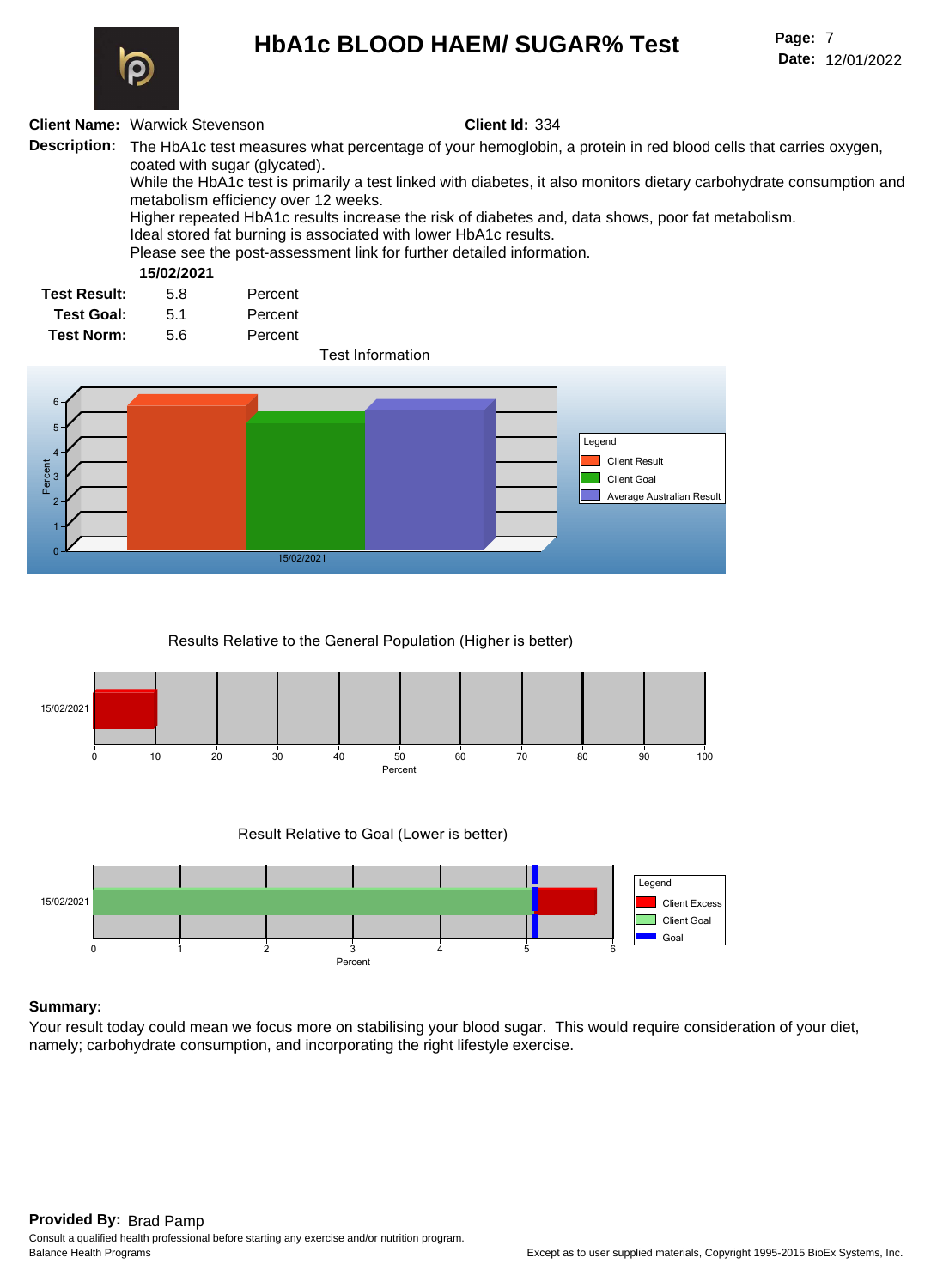# HbA1c BLOOD HAEM/ SUGAR% Test

**Page:** 7
**Date:** 12/01/2022

**Client Name:** Warwick Stevenson **Client Id:** 334

**Description:** The HbA1c test measures what percentage of your hemoglobin, a protein in red blood cells that carries oxygen, coated with sugar (glycated).
While the HbA1c test is primarily a test linked with diabetes, it also monitors dietary carbohydrate consumption and metabolism efficiency over 12 weeks.
Higher repeated HbA1c results increase the risk of diabetes and, data shows, poor fat metabolism.
Ideal stored fat burning is associated with lower HbA1c results.
Please see the post-assessment link for further detailed information.

| | 15/02/2021 | |
|---|---|---|
| **Test Result:** | 5.8 | Percent |
| **Test Goal:** | 5.1 | Percent |
| **Test Norm:** | 5.6 | Percent |

Test Information

Results Relative to the General Population (Higher is better)

Result Relative to Goal (Lower is better)

**Summary:**
Your result today could mean we focus more on stabilising your blood sugar. This would require consideration of your diet, namely; carbohydrate consumption, and incorporating the right lifestyle exercise.

**Provided By:** Brad Pamp
Consult a qualified health professional before starting any exercise and/or nutrition program.
Balance Health Programs

Except as to user supplied materials, Copyright 1995-2015 BioEx Systems, Inc.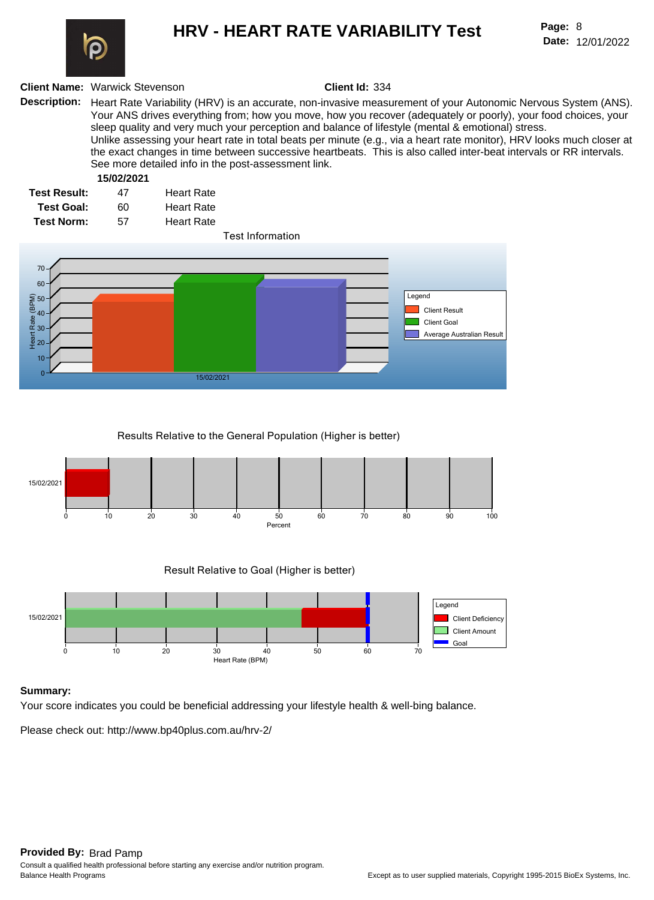# HRV - HEART RATE VARIABILITY Test

**Page:** 8
**Date:** 12/01/2022

**Client Name:** Warwick Stevenson **Client Id:** 334

**Description:** Heart Rate Variability (HRV) is an accurate, non-invasive measurement of your Autonomic Nervous System (ANS). Your ANS drives everything from; how you move, how you recover (adequately or poorly), your food choices, your sleep quality and very much your perception and balance of lifestyle (mental & emotional) stress.
Unlike assessing your heart rate in total beats per minute (e.g., via a heart rate monitor), HRV looks much closer at the exact changes in time between successive heartbeats. This is also called inter-beat intervals or RR intervals.
See more detailed info in the post-assessment link.

| | 15/02/2021 | |
|---|---|---|
| **Test Result:** | 47 | Heart Rate |
| **Test Goal:** | 60 | Heart Rate |
| **Test Norm:** | 57 | Heart Rate |

Test Information

Results Relative to the General Population (Higher is better)

Result Relative to Goal (Higher is better)

**Summary:**

Your score indicates you could be beneficial addressing your lifestyle health & well-bing balance.

Please check out: http://www.bp40plus.com.au/hrv-2/

**Provided By:** Brad Pamp

Consult a qualified health professional before starting any exercise and/or nutrition program.
Balance Health Programs

Except as to user supplied materials, Copyright 1995-2015 BioEx Systems, Inc.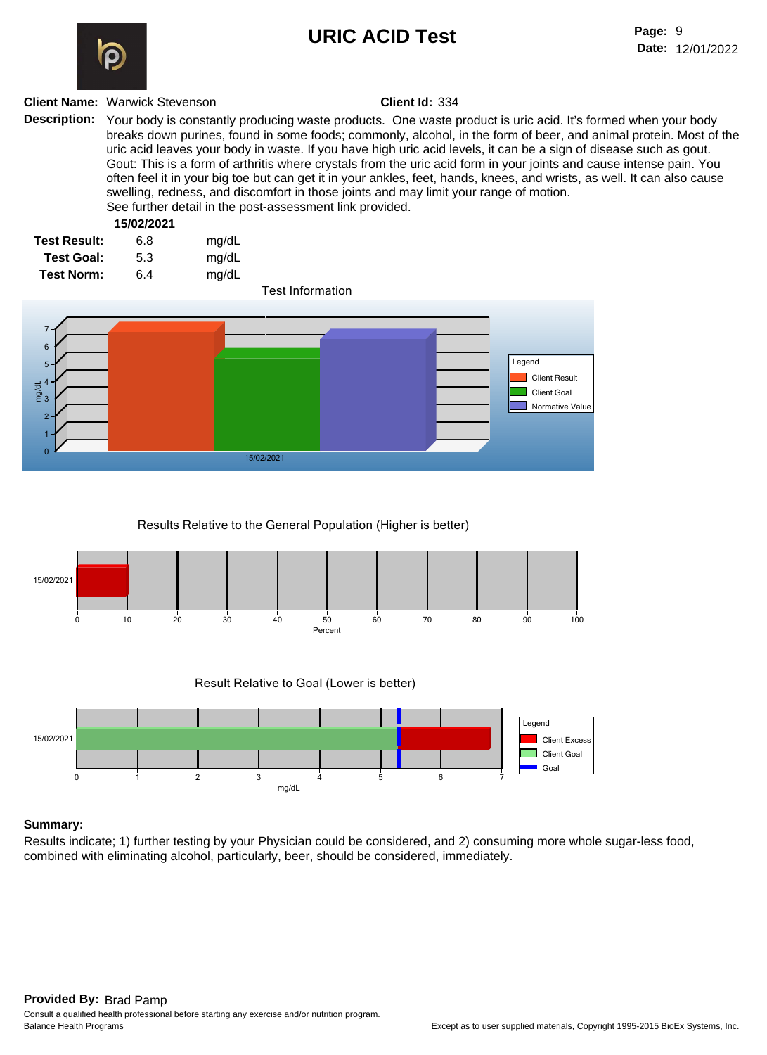# URIC ACID Test

**Page:** 9
**Date:** 12/01/2022

**Client Name:** Warwick Stevenson **Client Id:** 334

**Description:** Your body is constantly producing waste products. One waste product is uric acid. It's formed when your body breaks down purines, found in some foods; commonly, alcohol, in the form of beer, and animal protein. Most of the uric acid leaves your body in waste. If you have high uric acid levels, it can be a sign of disease such as gout. Gout: This is a form of arthritis where crystals from the uric acid form in your joints and cause intense pain. You often feel it in your big toe but can get it in your ankles, feet, hands, knees, and wrists, as well. It can also cause swelling, redness, and discomfort in those joints and may limit your range of motion.
See further detail in the post-assessment link provided.

| | 15/02/2021 | |
|---|---|---|
| **Test Result:** | 6.8 | mg/dL |
| **Test Goal:** | 5.3 | mg/dL |
| **Test Norm:** | 6.4 | mg/dL |

Test Information

Results Relative to the General Population (Higher is better)

Result Relative to Goal (Lower is better)

**Summary:**

Results indicate; 1) further testing by your Physician could be considered, and 2) consuming more whole sugar-less food, combined with eliminating alcohol, particularly, beer, should be considered, immediately.

**Provided By:** Brad Pamp

Consult a qualified health professional before starting any exercise and/or nutrition program.
Balance Health Programs

Except as to user supplied materials, Copyright 1995-2015 BioEx Systems, Inc.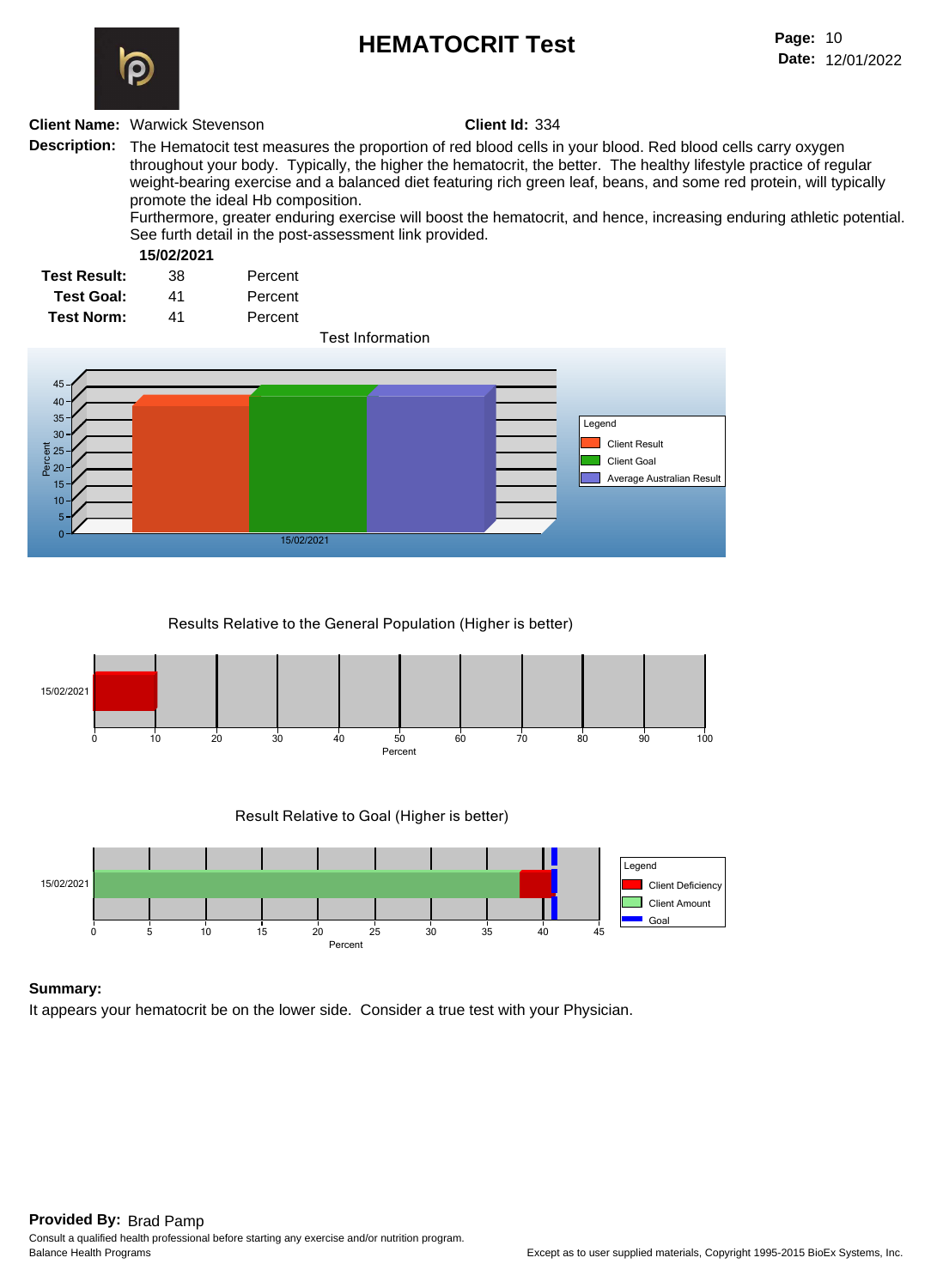# HEMATOCRIT Test

**Page:** 10
**Date:** 12/01/2022

**Client Name:** Warwick Stevenson **Client Id:** 334

**Description:** The Hematocit test measures the proportion of red blood cells in your blood. Red blood cells carry oxygen throughout your body. Typically, the higher the hematocrit, the better. The healthy lifestyle practice of regular weight-bearing exercise and a balanced diet featuring rich green leaf, beans, and some red protein, will typically promote the ideal Hb composition.
Furthermore, greater enduring exercise will boost the hematocrit, and hence, increasing enduring athletic potential. See furth detail in the post-assessment link provided.

| | 15/02/2021 | |
|---|---|---|
| **Test Result:** | 38 | Percent |
| **Test Goal:** | 41 | Percent |
| **Test Norm:** | 41 | Percent |

Test Information

Results Relative to the General Population (Higher is better)

Result Relative to Goal (Higher is better)

**Summary:**
It appears your hematocrit be on the lower side. Consider a true test with your Physician.

**Provided By:** Brad Pamp
Consult a qualified health professional before starting any exercise and/or nutrition program.
Balance Health Programs

Except as to user supplied materials, Copyright 1995-2015 BioEx Systems, Inc.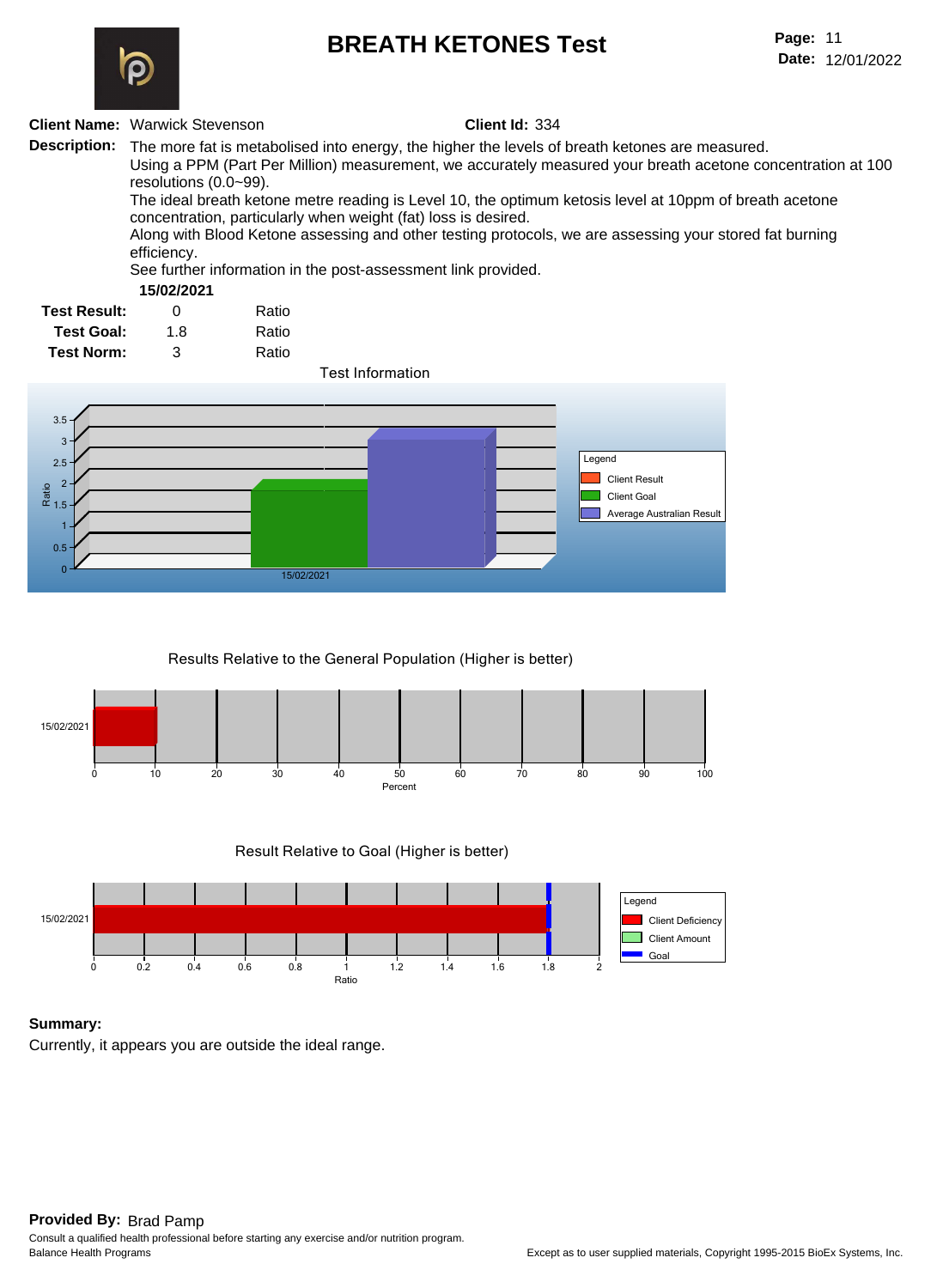# BREATH KETONES Test

**Page:** 11
**Date:** 12/01/2022

**Client Name:** Warwick Stevenson **Client Id:** 334

**Description:** The more fat is metabolised into energy, the higher the levels of breath ketones are measured.
Using a PPM (Part Per Million) measurement, we accurately measured your breath acetone concentration at 100 resolutions (0.0~99).
The ideal breath ketone metre reading is Level 10, the optimum ketosis level at 10ppm of breath acetone concentration, particularly when weight (fat) loss is desired.
Along with Blood Ketone assessing and other testing protocols, we are assessing your stored fat burning efficiency.
See further information in the post-assessment link provided.

| | 15/02/2021 | |
|---|---|---|
| **Test Result:** | 0 | Ratio |
| **Test Goal:** | 1.8 | Ratio |
| **Test Norm:** | 3 | Ratio |

Test Information

Legend: Client Result, Client Goal, Average Australian Result

Results Relative to the General Population (Higher is better)

Result Relative to Goal (Higher is better)

Legend: Client Deficiency, Client Amount, Goal

**Summary:**
Currently, it appears you are outside the ideal range.

**Provided By:** Brad Pamp
Consult a qualified health professional before starting any exercise and/or nutrition program.
Balance Health Programs

Except as to user supplied materials, Copyright 1995-2015 BioEx Systems, Inc.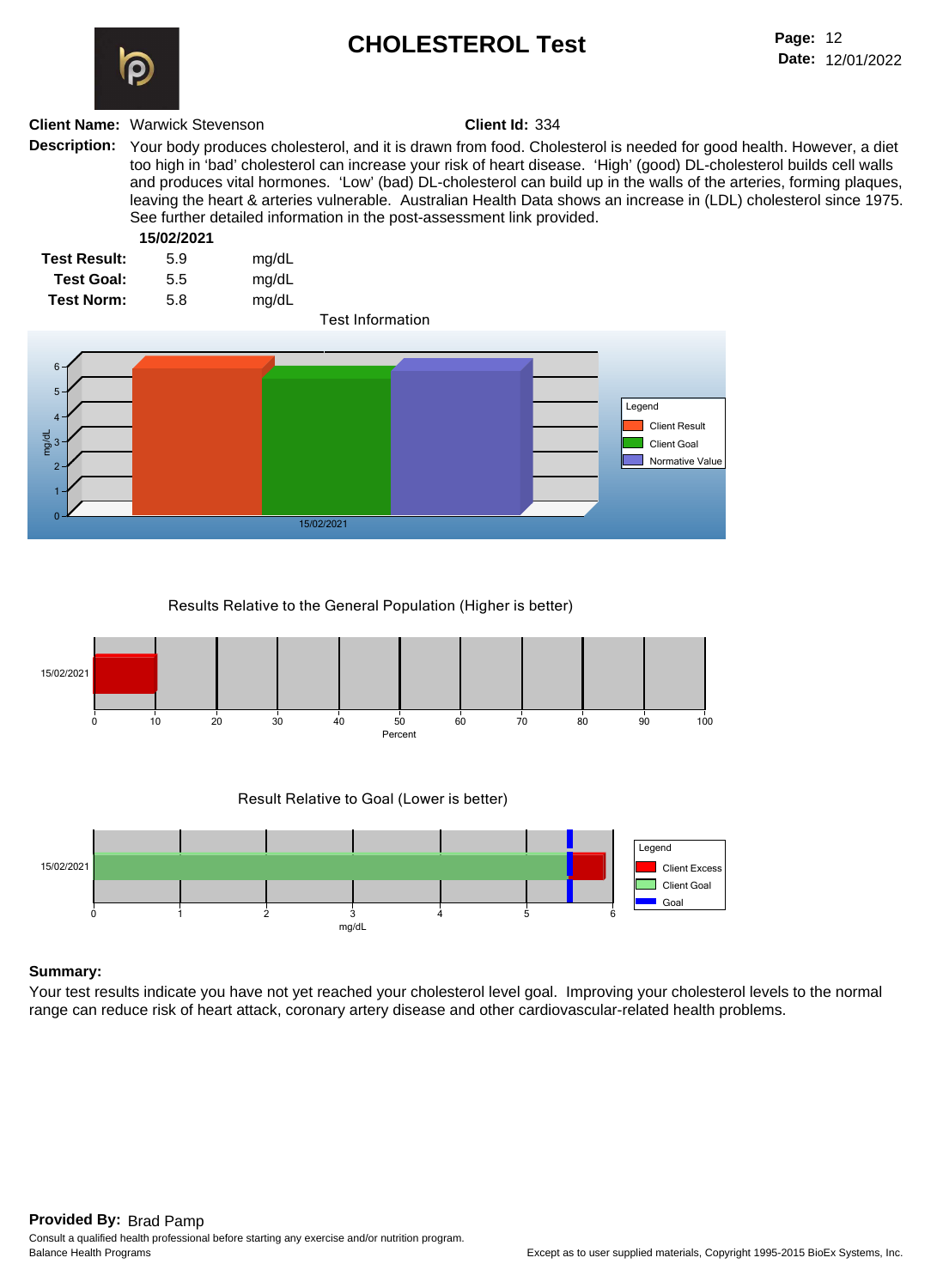# CHOLESTEROL Test

**Page:** 12
**Date:** 12/01/2022

**Client Name:** Warwick Stevenson **Client Id:** 334

**Description:** Your body produces cholesterol, and it is drawn from food. Cholesterol is needed for good health. However, a diet too high in 'bad' cholesterol can increase your risk of heart disease. 'High' (good) DL-cholesterol builds cell walls and produces vital hormones. 'Low' (bad) DL-cholesterol can build up in the walls of the arteries, forming plaques, leaving the heart & arteries vulnerable. Australian Health Data shows an increase in (LDL) cholesterol since 1975. See further detailed information in the post-assessment link provided.

| | 15/02/2021 | |
|---|---|---|
| **Test Result:** | 5.9 | mg/dL |
| **Test Goal:** | 5.5 | mg/dL |
| **Test Norm:** | 5.8 | mg/dL |

Test Information

Results Relative to the General Population (Higher is better)

Result Relative to Goal (Lower is better)

**Summary:**

Your test results indicate you have not yet reached your cholesterol level goal. Improving your cholesterol levels to the normal range can reduce risk of heart attack, coronary artery disease and other cardiovascular-related health problems.

**Provided By:** Brad Pamp

Consult a qualified health professional before starting any exercise and/or nutrition program.
Balance Health Programs

Except as to user supplied materials, Copyright 1995-2015 BioEx Systems, Inc.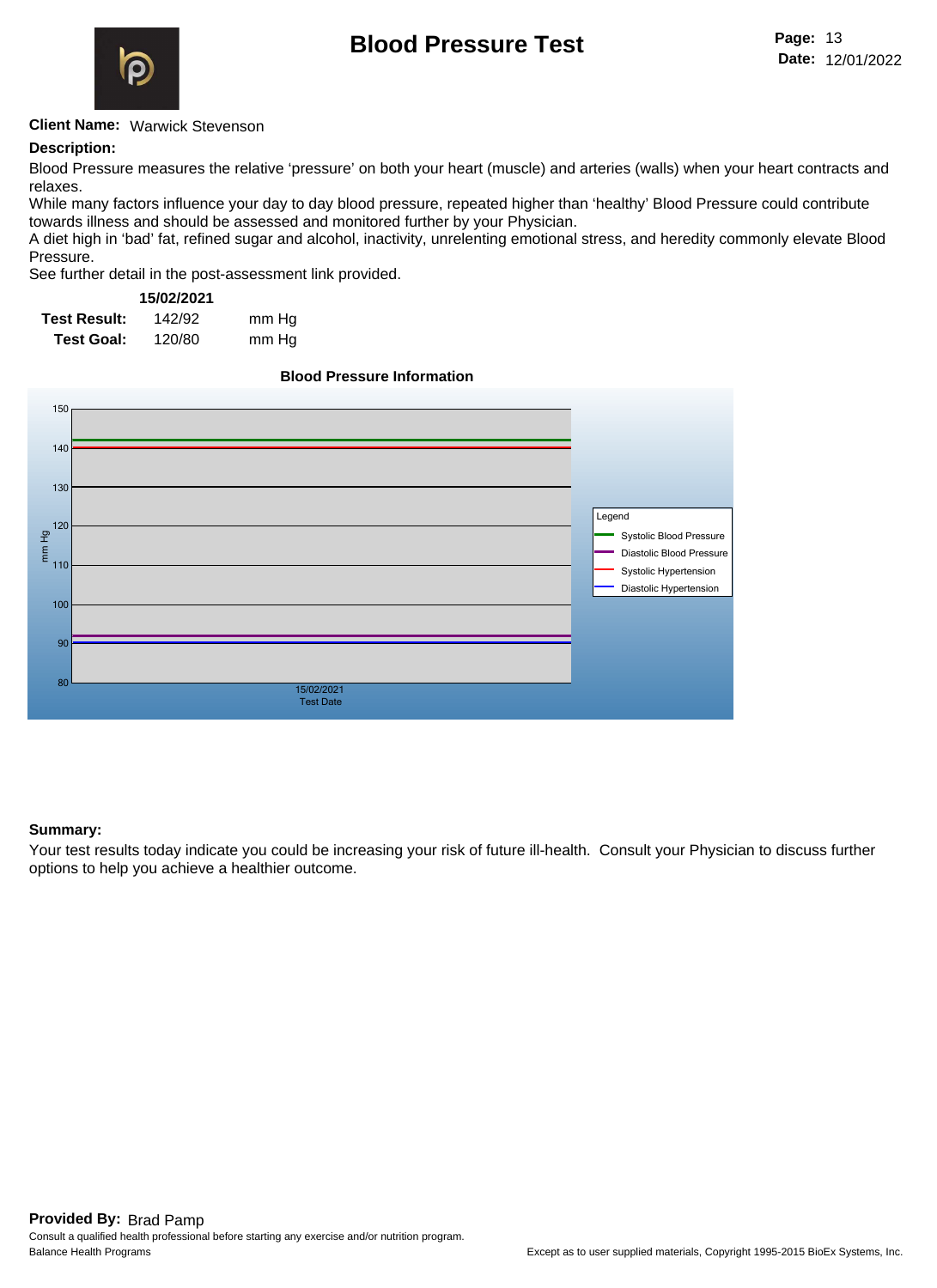# Blood Pressure Test

**Client Name:** Warwick Stevenson

**Description:**

Blood Pressure measures the relative 'pressure' on both your heart (muscle) and arteries (walls) when your heart contracts and relaxes.
While many factors influence your day to day blood pressure, repeated higher than 'healthy' Blood Pressure could contribute towards illness and should be assessed and monitored further by your Physician.
A diet high in 'bad' fat, refined sugar and alcohol, inactivity, unrelenting emotional stress, and heredity commonly elevate Blood Pressure.
See further detail in the post-assessment link provided.

| | 15/02/2021 | |
|---|---|---|
| **Test Result:** | 142/92 | mm Hg |
| **Test Goal:** | 120/80 | mm Hg |

**Blood Pressure Information**

150
140
130
120
110
100
90
80
mm Hg
15/02/2021
Test Date

Legend
Systolic Blood Pressure
Diastolic Blood Pressure
Systolic Hypertension
Diastolic Hypertension

**Summary:**

Your test results today indicate you could be increasing your risk of future ill-health. Consult your Physician to discuss further options to help you achieve a healthier outcome.

**Provided By:** Brad Pamp

Consult a qualified health professional before starting any exercise and/or nutrition program.

Balance Health Programs

Except as to user supplied materials, Copyright 1995-2015 BioEx Systems, Inc.